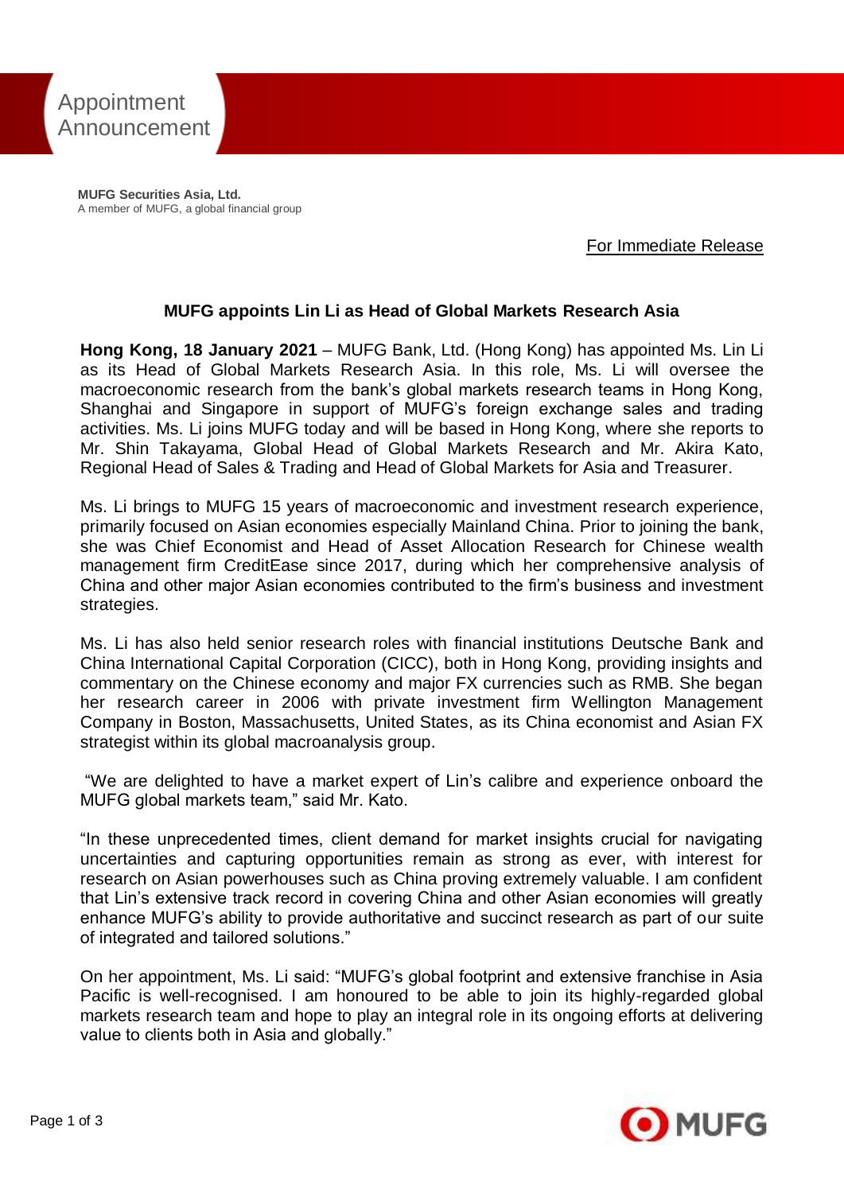Appointment Announcement

**MUFG Securities Asia, Ltd.**
A member of MUFG, a global financial group

For Immediate Release

## MUFG appoints Lin Li as Head of Global Markets Research Asia

**Hong Kong, 18 January 2021** – MUFG Bank, Ltd. (Hong Kong) has appointed Ms. Lin Li as its Head of Global Markets Research Asia. In this role, Ms. Li will oversee the macroeconomic research from the bank's global markets research teams in Hong Kong, Shanghai and Singapore in support of MUFG's foreign exchange sales and trading activities. Ms. Li joins MUFG today and will be based in Hong Kong, where she reports to Mr. Shin Takayama, Global Head of Global Markets Research and Mr. Akira Kato, Regional Head of Sales & Trading and Head of Global Markets for Asia and Treasurer.

Ms. Li brings to MUFG 15 years of macroeconomic and investment research experience, primarily focused on Asian economies especially Mainland China. Prior to joining the bank, she was Chief Economist and Head of Asset Allocation Research for Chinese wealth management firm CreditEase since 2017, during which her comprehensive analysis of China and other major Asian economies contributed to the firm's business and investment strategies.

Ms. Li has also held senior research roles with financial institutions Deutsche Bank and China International Capital Corporation (CICC), both in Hong Kong, providing insights and commentary on the Chinese economy and major FX currencies such as RMB. She began her research career in 2006 with private investment firm Wellington Management Company in Boston, Massachusetts, United States, as its China economist and Asian FX strategist within its global macroanalysis group.

"We are delighted to have a market expert of Lin's calibre and experience onboard the MUFG global markets team," said Mr. Kato.

"In these unprecedented times, client demand for market insights crucial for navigating uncertainties and capturing opportunities remain as strong as ever, with interest for research on Asian powerhouses such as China proving extremely valuable. I am confident that Lin's extensive track record in covering China and other Asian economies will greatly enhance MUFG's ability to provide authoritative and succinct research as part of our suite of integrated and tailored solutions."

On her appointment, Ms. Li said: "MUFG's global footprint and extensive franchise in Asia Pacific is well-recognised. I am honoured to be able to join its highly-regarded global markets research team and hope to play an integral role in its ongoing efforts at delivering value to clients both in Asia and globally."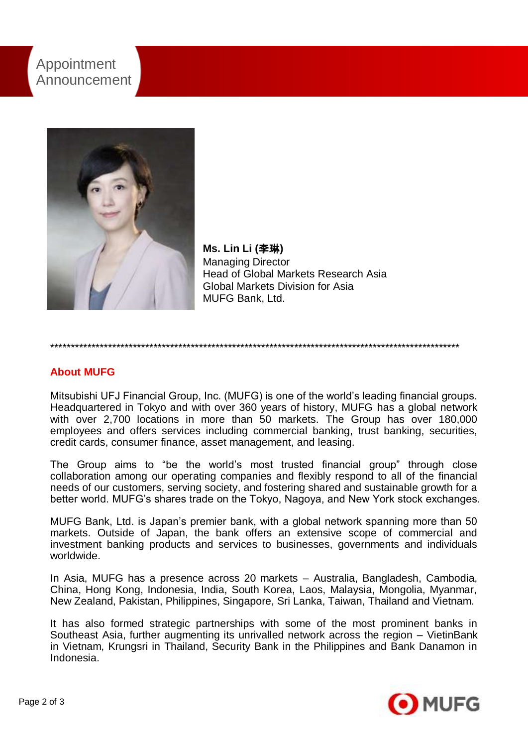Appointment Announcement

**Ms. Lin Li (李琳)**
Managing Director
Head of Global Markets Research Asia
Global Markets Division for Asia
MUFG Bank, Ltd.

*****************************************************************************************************

## About MUFG

Mitsubishi UFJ Financial Group, Inc. (MUFG) is one of the world's leading financial groups. Headquartered in Tokyo and with over 360 years of history, MUFG has a global network with over 2,700 locations in more than 50 markets. The Group has over 180,000 employees and offers services including commercial banking, trust banking, securities, credit cards, consumer finance, asset management, and leasing.

The Group aims to "be the world's most trusted financial group" through close collaboration among our operating companies and flexibly respond to all of the financial needs of our customers, serving society, and fostering shared and sustainable growth for a better world. MUFG's shares trade on the Tokyo, Nagoya, and New York stock exchanges.

MUFG Bank, Ltd. is Japan's premier bank, with a global network spanning more than 50 markets. Outside of Japan, the bank offers an extensive scope of commercial and investment banking products and services to businesses, governments and individuals worldwide.

In Asia, MUFG has a presence across 20 markets – Australia, Bangladesh, Cambodia, China, Hong Kong, Indonesia, India, South Korea, Laos, Malaysia, Mongolia, Myanmar, New Zealand, Pakistan, Philippines, Singapore, Sri Lanka, Taiwan, Thailand and Vietnam.

It has also formed strategic partnerships with some of the most prominent banks in Southeast Asia, further augmenting its unrivalled network across the region – VietinBank in Vietnam, Krungsri in Thailand, Security Bank in the Philippines and Bank Danamon in Indonesia.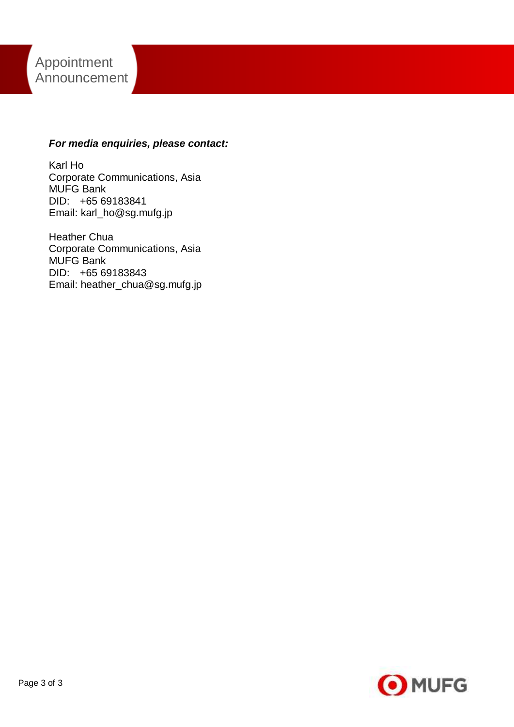***For media enquiries, please contact:***

Karl Ho
Corporate Communications, Asia
MUFG Bank
DID: +65 69183841
Email: karl_ho@sg.mufg.jp

Heather Chua
Corporate Communications, Asia
MUFG Bank
DID: +65 69183843
Email: heather_chua@sg.mufg.jp